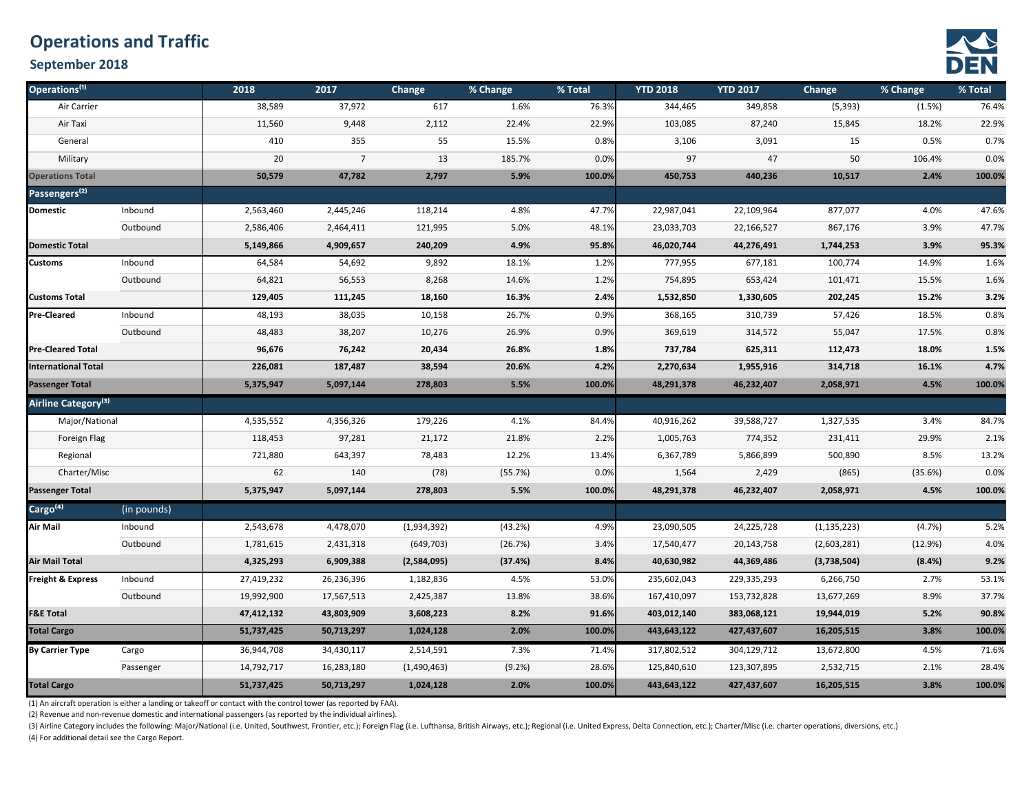# Operations and Traffic

## September 2018

| Operations[1] | | 2018 | 2017 | Change | % Change | % Total | YTD 2018 | YTD 2017 | Change | % Change | % Total |
|---|---|---|---|---|---|---|---|---|---|---|---|
| Air Carrier | | 38,589 | 37,972 | 617 | 1.6% | 76.3% | 344,465 | 349,858 | (5,393) | (1.5%) | 76.4% |
| Air Taxi | | 11,560 | 9,448 | 2,112 | 22.4% | 22.9% | 103,085 | 87,240 | 15,845 | 18.2% | 22.9% |
| General | | 410 | 355 | 55 | 15.5% | 0.8% | 3,106 | 3,091 | 15 | 0.5% | 0.7% |
| Military | | 20 | 7 | 13 | 185.7% | 0.0% | 97 | 47 | 50 | 106.4% | 0.0% |
| **Operations Total** | | **50,579** | **47,782** | **2,797** | **5.9%** | **100.0%** | **450,753** | **440,236** | **10,517** | **2.4%** | **100.0%** |
| **Passengers[2]** | | | | | | | | | | | |
| **Domestic** | Inbound | 2,563,460 | 2,445,246 | 118,214 | 4.8% | 47.7% | 22,987,041 | 22,109,964 | 877,077 | 4.0% | 47.6% |
| | Outbound | 2,586,406 | 2,464,411 | 121,995 | 5.0% | 48.1% | 23,033,703 | 22,166,527 | 867,176 | 3.9% | 47.7% |
| **Domestic Total** | | **5,149,866** | **4,909,657** | **240,209** | **4.9%** | **95.8%** | **46,020,744** | **44,276,491** | **1,744,253** | **3.9%** | **95.3%** |
| **Customs** | Inbound | 64,584 | 54,692 | 9,892 | 18.1% | 1.2% | 777,955 | 677,181 | 100,774 | 14.9% | 1.6% |
| | Outbound | 64,821 | 56,553 | 8,268 | 14.6% | 1.2% | 754,895 | 653,424 | 101,471 | 15.5% | 1.6% |
| **Customs Total** | | **129,405** | **111,245** | **18,160** | **16.3%** | **2.4%** | **1,532,850** | **1,330,605** | **202,245** | **15.2%** | **3.2%** |
| **Pre-Cleared** | Inbound | 48,193 | 38,035 | 10,158 | 26.7% | 0.9% | 368,165 | 310,739 | 57,426 | 18.5% | 0.8% |
| | Outbound | 48,483 | 38,207 | 10,276 | 26.9% | 0.9% | 369,619 | 314,572 | 55,047 | 17.5% | 0.8% |
| **Pre-Cleared Total** | | **96,676** | **76,242** | **20,434** | **26.8%** | **1.8%** | **737,784** | **625,311** | **112,473** | **18.0%** | **1.5%** |
| **International Total** | | **226,081** | **187,487** | **38,594** | **20.6%** | **4.2%** | **2,270,634** | **1,955,916** | **314,718** | **16.1%** | **4.7%** |
| **Passenger Total** | | **5,375,947** | **5,097,144** | **278,803** | **5.5%** | **100.0%** | **48,291,378** | **46,232,407** | **2,058,971** | **4.5%** | **100.0%** |
| **Airline Category[3]** | | | | | | | | | | | |
| Major/National | | 4,535,552 | 4,356,326 | 179,226 | 4.1% | 84.4% | 40,916,262 | 39,588,727 | 1,327,535 | 3.4% | 84.7% |
| Foreign Flag | | 118,453 | 97,281 | 21,172 | 21.8% | 2.2% | 1,005,763 | 774,352 | 231,411 | 29.9% | 2.1% |
| Regional | | 721,880 | 643,397 | 78,483 | 12.2% | 13.4% | 6,367,789 | 5,866,899 | 500,890 | 8.5% | 13.2% |
| Charter/Misc | | 62 | 140 | (78) | (55.7%) | 0.0% | 1,564 | 2,429 | (865) | (35.6%) | 0.0% |
| **Passenger Total** | | **5,375,947** | **5,097,144** | **278,803** | **5.5%** | **100.0%** | **48,291,378** | **46,232,407** | **2,058,971** | **4.5%** | **100.0%** |
| **Cargo[4]** | (in pounds) | | | | | | | | | | |
| **Air Mail** | Inbound | 2,543,678 | 4,478,070 | (1,934,392) | (43.2%) | 4.9% | 23,090,505 | 24,225,728 | (1,135,223) | (4.7%) | 5.2% |
| | Outbound | 1,781,615 | 2,431,318 | (649,703) | (26.7%) | 3.4% | 17,540,477 | 20,143,758 | (2,603,281) | (12.9%) | 4.0% |
| **Air Mail Total** | | **4,325,293** | **6,909,388** | **(2,584,095)** | **(37.4%)** | **8.4%** | **40,630,982** | **44,369,486** | **(3,738,504)** | **(8.4%)** | **9.2%** |
| **Freight & Express** | Inbound | 27,419,232 | 26,236,396 | 1,182,836 | 4.5% | 53.0% | 235,602,043 | 229,335,293 | 6,266,750 | 2.7% | 53.1% |
| | Outbound | 19,992,900 | 17,567,513 | 2,425,387 | 13.8% | 38.6% | 167,410,097 | 153,732,828 | 13,677,269 | 8.9% | 37.7% |
| **F&E Total** | | **47,412,132** | **43,803,909** | **3,608,223** | **8.2%** | **91.6%** | **403,012,140** | **383,068,121** | **19,944,019** | **5.2%** | **90.8%** |
| **Total Cargo** | | **51,737,425** | **50,713,297** | **1,024,128** | **2.0%** | **100.0%** | **443,643,122** | **427,437,607** | **16,205,515** | **3.8%** | **100.0%** |
| **By Carrier Type** | Cargo | 36,944,708 | 34,430,117 | 2,514,591 | 7.3% | 71.4% | 317,802,512 | 304,129,712 | 13,672,800 | 4.5% | 71.6% |
| | Passenger | 14,792,717 | 16,283,180 | (1,490,463) | (9.2%) | 28.6% | 125,840,610 | 123,307,895 | 2,532,715 | 2.1% | 28.4% |
| **Total Cargo** | | **51,737,425** | **50,713,297** | **1,024,128** | **2.0%** | **100.0%** | **443,643,122** | **427,437,607** | **16,205,515** | **3.8%** | **100.0%** |

(1) An aircraft operation is either a landing or takeoff or contact with the control tower (as reported by FAA).

(2) Revenue and non-revenue domestic and international passengers (as reported by the individual airlines).

(3) Airline Category includes the following: Major/National (i.e. United, Southwest, Frontier, etc.); Foreign Flag (i.e. Lufthansa, British Airways, etc.); Regional (i.e. United Express, Delta Connection, etc.); Charter/Misc (i.e. charter operations, diversions, etc.)

(4) For additional detail see the Cargo Report.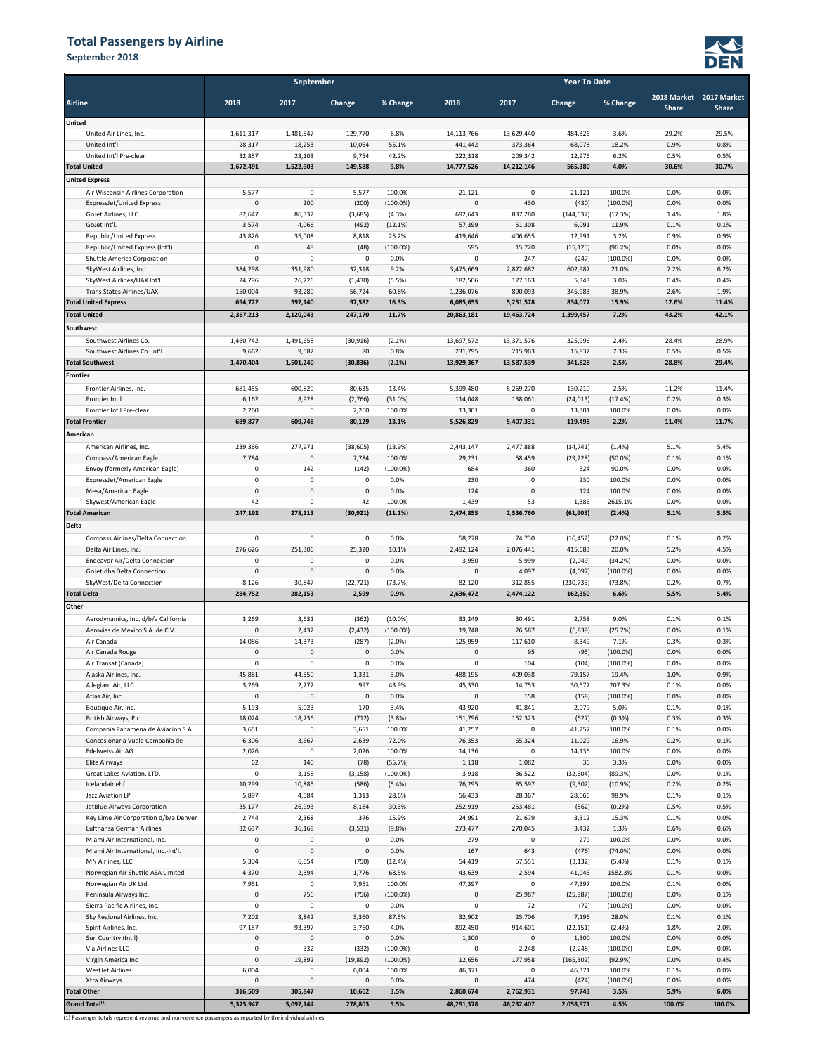# Total Passengers by Airline

## September 2018

| Airline | September 2018 | September 2017 | Change | % Change | YTD 2018 | YTD 2017 | Change | % Change | 2018 Market Share | 2017 Market Share |
|---|---|---|---|---|---|---|---|---|---|---|
| **United** | | | | | | | | | | |
| United Air Lines, Inc. | 1,611,317 | 1,481,547 | 129,770 | 8.8% | 14,113,766 | 13,629,440 | 484,326 | 3.6% | 29.2% | 29.5% |
| United Int'l | 28,317 | 18,253 | 10,064 | 55.1% | 441,442 | 373,364 | 68,078 | 18.2% | 0.9% | 0.8% |
| United Int'l Pre-clear | 32,857 | 23,103 | 9,754 | 42.2% | 222,318 | 209,342 | 12,976 | 6.2% | 0.5% | 0.5% |
| **Total United** | **1,672,491** | **1,522,903** | **149,588** | **9.8%** | **14,777,526** | **14,212,146** | **565,380** | **4.0%** | **30.6%** | **30.7%** |
| **United Express** | | | | | | | | | | |
| Air Wisconsin Airlines Corporation | 5,577 | 0 | 5,577 | 100.0% | 21,121 | 0 | 21,121 | 100.0% | 0.0% | 0.0% |
| ExpressJet/United Express | 0 | 200 | (200) | (100.0%) | 0 | 430 | (430) | (100.0%) | 0.0% | 0.0% |
| GoJet Airlines, LLC | 82,647 | 86,332 | (3,685) | (4.3%) | 692,643 | 837,280 | (144,637) | (17.3%) | 1.4% | 1.8% |
| GoJet Int'l. | 3,574 | 4,066 | (492) | (12.1%) | 57,399 | 51,308 | 6,091 | 11.9% | 0.1% | 0.1% |
| Republic/United Express | 43,826 | 35,008 | 8,818 | 25.2% | 419,646 | 406,655 | 12,991 | 3.2% | 0.9% | 0.9% |
| Republic/United Express (Int'l) | 0 | 48 | (48) | (100.0%) | 595 | 15,720 | (15,125) | (96.2%) | 0.0% | 0.0% |
| Shuttle America Corporation | 0 | 0 | 0 | 0.0% | 0 | 247 | (247) | (100.0%) | 0.0% | 0.0% |
| SkyWest Airlines, Inc. | 384,298 | 351,980 | 32,318 | 9.2% | 3,475,669 | 2,872,682 | 602,987 | 21.0% | 7.2% | 6.2% |
| SkyWest Airlines/UAX Int'l. | 24,796 | 26,226 | (1,430) | (5.5%) | 182,506 | 177,163 | 5,343 | 3.0% | 0.4% | 0.4% |
| Trans States Airlines/UAX | 150,004 | 93,280 | 56,724 | 60.8% | 1,236,076 | 890,093 | 345,983 | 38.9% | 2.6% | 1.9% |
| **Total United Express** | **694,722** | **597,140** | **97,582** | **16.3%** | **6,085,655** | **5,251,578** | **834,077** | **15.9%** | **12.6%** | **11.4%** |
| **Total United** | **2,367,213** | **2,120,043** | **247,170** | **11.7%** | **20,863,181** | **19,463,724** | **1,399,457** | **7.2%** | **43.2%** | **42.1%** |
| **Southwest** | | | | | | | | | | |
| Southwest Airlines Co. | 1,460,742 | 1,491,658 | (30,916) | (2.1%) | 13,697,572 | 13,371,576 | 325,996 | 2.4% | 28.4% | 28.9% |
| Southwest Airlines Co. Int'l. | 9,662 | 9,582 | 80 | 0.8% | 231,795 | 215,963 | 15,832 | 7.3% | 0.5% | 0.5% |
| **Total Southwest** | **1,470,404** | **1,501,240** | **(30,836)** | **(2.1%)** | **13,929,367** | **13,587,539** | **341,828** | **2.5%** | **28.8%** | **29.4%** |
| **Frontier** | | | | | | | | | | |
| Frontier Airlines, Inc. | 681,455 | 600,820 | 80,635 | 13.4% | 5,399,480 | 5,269,270 | 130,210 | 2.5% | 11.2% | 11.4% |
| Frontier Int'l | 6,162 | 8,928 | (2,766) | (31.0%) | 114,048 | 138,061 | (24,013) | (17.4%) | 0.2% | 0.3% |
| Frontier Int'l Pre-clear | 2,260 | 0 | 2,260 | 100.0% | 13,301 | 0 | 13,301 | 100.0% | 0.0% | 0.0% |
| **Total Frontier** | **689,877** | **609,748** | **80,129** | **13.1%** | **5,526,829** | **5,407,331** | **119,498** | **2.2%** | **11.4%** | **11.7%** |
| **American** | | | | | | | | | | |
| American Airlines, Inc. | 239,366 | 277,971 | (38,605) | (13.9%) | 2,443,147 | 2,477,888 | (34,741) | (1.4%) | 5.1% | 5.4% |
| Compass/American Eagle | 7,784 | 0 | 7,784 | 100.0% | 29,231 | 58,459 | (29,228) | (50.0%) | 0.1% | 0.1% |
| Envoy (formerly American Eagle) | 0 | 142 | (142) | (100.0%) | 684 | 360 | 324 | 90.0% | 0.0% | 0.0% |
| ExpressJet/American Eagle | 0 | 0 | 0 | 0.0% | 230 | 0 | 230 | 100.0% | 0.0% | 0.0% |
| Mesa/American Eagle | 0 | 0 | 0 | 0.0% | 124 | 0 | 124 | 100.0% | 0.0% | 0.0% |
| Skywest/American Eagle | 42 | 0 | 42 | 100.0% | 1,439 | 53 | 1,386 | 2615.1% | 0.0% | 0.0% |
| **Total American** | **247,192** | **278,113** | **(30,921)** | **(11.1%)** | **2,474,855** | **2,536,760** | **(61,905)** | **(2.4%)** | **5.1%** | **5.5%** |
| **Delta** | | | | | | | | | | |
| Compass Airlines/Delta Connection | 0 | 0 | 0 | 0.0% | 58,278 | 74,730 | (16,452) | (22.0%) | 0.1% | 0.2% |
| Delta Air Lines, Inc. | 276,626 | 251,306 | 25,320 | 10.1% | 2,492,124 | 2,076,441 | 415,683 | 20.0% | 5.2% | 4.5% |
| Endeavor Air/Delta Connection | 0 | 0 | 0 | 0.0% | 3,950 | 5,999 | (2,049) | (34.2%) | 0.0% | 0.0% |
| GoJet dba Delta Connection | 0 | 0 | 0 | 0.0% | 0 | 4,097 | (4,097) | (100.0%) | 0.0% | 0.0% |
| SkyWest/Delta Connection | 8,126 | 30,847 | (22,721) | (73.7%) | 82,120 | 312,855 | (230,735) | (73.8%) | 0.2% | 0.7% |
| **Total Delta** | **284,752** | **282,153** | **2,599** | **0.9%** | **2,636,472** | **2,474,122** | **162,350** | **6.6%** | **5.5%** | **5.4%** |
| **Other** | | | | | | | | | | |
| Aerodynamics, Inc. d/b/a California | 3,269 | 3,631 | (362) | (10.0%) | 33,249 | 30,491 | 2,758 | 9.0% | 0.1% | 0.1% |
| Aerovias de Mexico S.A. de C.V. | 0 | 2,432 | (2,432) | (100.0%) | 19,748 | 26,587 | (6,839) | (25.7%) | 0.0% | 0.1% |
| Air Canada | 14,086 | 14,373 | (287) | (2.0%) | 125,959 | 117,610 | 8,349 | 7.1% | 0.3% | 0.3% |
| Air Canada Rouge | 0 | 0 | 0 | 0.0% | 0 | 95 | (95) | (100.0%) | 0.0% | 0.0% |
| Air Transat (Canada) | 0 | 0 | 0 | 0.0% | 0 | 104 | (104) | (100.0%) | 0.0% | 0.0% |
| Alaska Airlines, Inc. | 45,881 | 44,550 | 1,331 | 3.0% | 488,195 | 409,038 | 79,157 | 19.4% | 1.0% | 0.9% |
| Allegiant Air, LLC | 3,269 | 2,272 | 997 | 43.9% | 45,330 | 14,753 | 30,577 | 207.3% | 0.1% | 0.0% |
| Atlas Air, Inc. | 0 | 0 | 0 | 0.0% | 0 | 158 | (158) | (100.0%) | 0.0% | 0.0% |
| Boutique Air, Inc. | 5,193 | 5,023 | 170 | 3.4% | 43,920 | 41,841 | 2,079 | 5.0% | 0.1% | 0.1% |
| British Airways, Plc | 18,024 | 18,736 | (712) | (3.8%) | 151,796 | 152,323 | (527) | (0.3%) | 0.3% | 0.3% |
| Compania Panamena de Aviacion S.A. | 3,651 | 0 | 3,651 | 100.0% | 41,257 | 0 | 41,257 | 100.0% | 0.1% | 0.0% |
| Concesionaria Vuela Compañía de | 6,306 | 3,667 | 2,639 | 72.0% | 76,353 | 65,324 | 11,029 | 16.9% | 0.2% | 0.1% |
| Edelweiss Air AG | 2,026 | 0 | 2,026 | 100.0% | 14,136 | 0 | 14,136 | 100.0% | 0.0% | 0.0% |
| Elite Airways | 62 | 140 | (78) | (55.7%) | 1,118 | 1,082 | 36 | 3.3% | 0.0% | 0.0% |
| Great Lakes Aviation, LTD. | 0 | 3,158 | (3,158) | (100.0%) | 3,918 | 36,522 | (32,604) | (89.3%) | 0.0% | 0.1% |
| Icelandair ehf | 10,299 | 10,885 | (586) | (5.4%) | 76,295 | 85,597 | (9,302) | (10.9%) | 0.2% | 0.2% |
| Jazz Aviation LP | 5,897 | 4,584 | 1,313 | 28.6% | 56,433 | 28,367 | 28,066 | 98.9% | 0.1% | 0.1% |
| JetBlue Airways Corporation | 35,177 | 26,993 | 8,184 | 30.3% | 252,919 | 253,481 | (562) | (0.2%) | 0.5% | 0.5% |
| Key Lime Air Corporation d/b/a Denver | 2,744 | 2,368 | 376 | 15.9% | 24,991 | 21,679 | 3,312 | 15.3% | 0.1% | 0.0% |
| Lufthansa German Airlines | 32,637 | 36,168 | (3,531) | (9.8%) | 273,477 | 270,045 | 3,432 | 1.3% | 0.6% | 0.6% |
| Miami Air International, Inc. | 0 | 0 | 0 | 0.0% | 279 | 0 | 279 | 100.0% | 0.0% | 0.0% |
| Miami Air International, Inc.-Int'l. | 0 | 0 | 0 | 0.0% | 167 | 643 | (476) | (74.0%) | 0.0% | 0.0% |
| MN Airlines, LLC | 5,304 | 6,054 | (750) | (12.4%) | 54,419 | 57,551 | (3,132) | (5.4%) | 0.1% | 0.1% |
| Norwegian Air Shuttle ASA Limited | 4,370 | 2,594 | 1,776 | 68.5% | 43,639 | 2,594 | 41,045 | 1582.3% | 0.1% | 0.0% |
| Norwegian Air UK Ltd. | 7,951 | 0 | 7,951 | 100.0% | 47,397 | 0 | 47,397 | 100.0% | 0.1% | 0.0% |
| Peninsula Airways Inc. | 0 | 756 | (756) | (100.0%) | 0 | 25,987 | (25,987) | (100.0%) | 0.0% | 0.1% |
| Sierra Pacific Airlines, Inc. | 0 | 0 | 0 | 0.0% | 0 | 72 | (72) | (100.0%) | 0.0% | 0.0% |
| Sky Regional Airlines, Inc. | 7,202 | 3,842 | 3,360 | 87.5% | 32,902 | 25,706 | 7,196 | 28.0% | 0.1% | 0.1% |
| Spirit Airlines, Inc. | 97,157 | 93,397 | 3,760 | 4.0% | 892,450 | 914,601 | (22,151) | (2.4%) | 1.8% | 2.0% |
| Sun Country (Int'l) | 0 | 0 | 0 | 0.0% | 1,300 | 0 | 1,300 | 100.0% | 0.0% | 0.0% |
| Via Airlines LLC | 0 | 332 | (332) | (100.0%) | 0 | 2,248 | (2,248) | (100.0%) | 0.0% | 0.0% |
| Virgin America Inc | 0 | 19,892 | (19,892) | (100.0%) | 12,656 | 177,958 | (165,302) | (92.9%) | 0.0% | 0.4% |
| WestJet Airlines | 6,004 | 0 | 6,004 | 100.0% | 46,371 | 0 | 46,371 | 100.0% | 0.1% | 0.0% |
| Xtra Airways | 0 | 0 | 0 | 0.0% | 0 | 474 | (474) | (100.0%) | 0.0% | 0.0% |
| **Total Other** | **316,509** | **305,847** | **10,662** | **3.5%** | **2,860,674** | **2,762,931** | **97,743** | **3.5%** | **5.9%** | **6.0%** |
| **Grand Total[1]** | **5,375,947** | **5,097,144** | **278,803** | **5.5%** | **48,291,378** | **46,232,407** | **2,058,971** | **4.5%** | **100.0%** | **100.0%** |

(1) Passenger totals represent revenue and non-revenue passengers as reported by the individual airlines.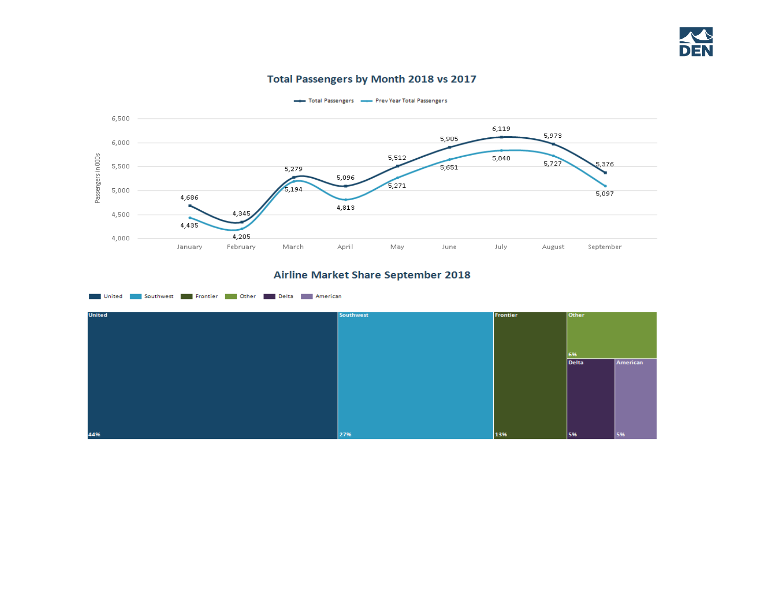## Total Passengers by Month 2018 vs 2017

Passengers in 000s

| Month | Total Passengers | Prev Year Total Passengers |
|---|---|---|
| January | 4,686 | 4,435 |
| February | 4,345 | 4,205 |
| March | 5,279 | 5,194 |
| April | 5,096 | 4,813 |
| May | 5,512 | 5,271 |
| June | 5,905 | 5,651 |
| July | 6,119 | 5,840 |
| August | 5,973 | 5,727 |
| September | 5,376 | 5,097 |

## Airline Market Share September 2018

| Airline | Market Share |
|---|---|
| United | 44% |
| Southwest | 27% |
| Frontier | 13% |
| Other | 6% |
| Delta | 5% |
| American | 5% |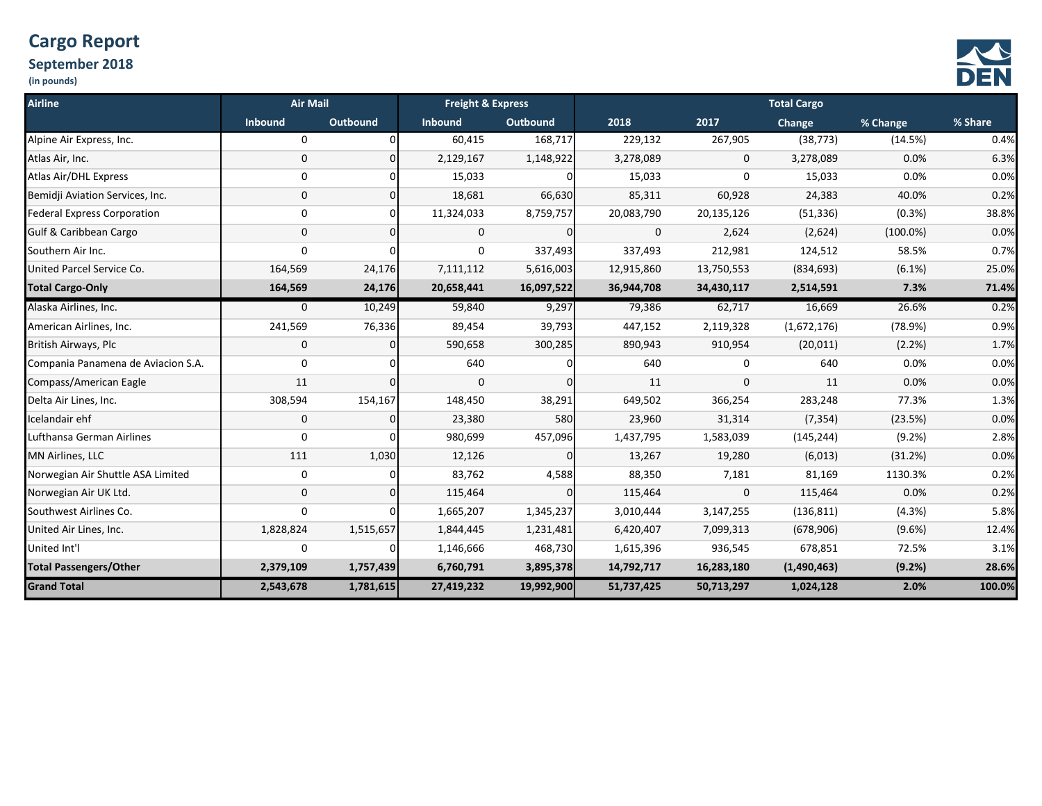# Cargo Report

## September 2018

**(in pounds)**

| Airline | Air Mail | | Freight & Express | | Total Cargo | | | | |
|---|---|---|---|---|---|---|---|---|---|
| | Inbound | Outbound | Inbound | Outbound | 2018 | 2017 | Change | % Change | % Share |
| Alpine Air Express, Inc. | 0 | 0 | 60,415 | 168,717 | 229,132 | 267,905 | (38,773) | (14.5%) | 0.4% |
| Atlas Air, Inc. | 0 | 0 | 2,129,167 | 1,148,922 | 3,278,089 | 0 | 3,278,089 | 0.0% | 6.3% |
| Atlas Air/DHL Express | 0 | 0 | 15,033 | 0 | 15,033 | 0 | 15,033 | 0.0% | 0.0% |
| Bemidji Aviation Services, Inc. | 0 | 0 | 18,681 | 66,630 | 85,311 | 60,928 | 24,383 | 40.0% | 0.2% |
| Federal Express Corporation | 0 | 0 | 11,324,033 | 8,759,757 | 20,083,790 | 20,135,126 | (51,336) | (0.3%) | 38.8% |
| Gulf & Caribbean Cargo | 0 | 0 | 0 | 0 | 0 | 2,624 | (2,624) | (100.0%) | 0.0% |
| Southern Air Inc. | 0 | 0 | 0 | 337,493 | 337,493 | 212,981 | 124,512 | 58.5% | 0.7% |
| United Parcel Service Co. | 164,569 | 24,176 | 7,111,112 | 5,616,003 | 12,915,860 | 13,750,553 | (834,693) | (6.1%) | 25.0% |
| **Total Cargo-Only** | **164,569** | **24,176** | **20,658,441** | **16,097,522** | **36,944,708** | **34,430,117** | **2,514,591** | **7.3%** | **71.4%** |
| Alaska Airlines, Inc. | 0 | 10,249 | 59,840 | 9,297 | 79,386 | 62,717 | 16,669 | 26.6% | 0.2% |
| American Airlines, Inc. | 241,569 | 76,336 | 89,454 | 39,793 | 447,152 | 2,119,328 | (1,672,176) | (78.9%) | 0.9% |
| British Airways, Plc | 0 | 0 | 590,658 | 300,285 | 890,943 | 910,954 | (20,011) | (2.2%) | 1.7% |
| Compania Panamena de Aviacion S.A. | 0 | 0 | 640 | 0 | 640 | 0 | 640 | 0.0% | 0.0% |
| Compass/American Eagle | 11 | 0 | 0 | 0 | 11 | 0 | 11 | 0.0% | 0.0% |
| Delta Air Lines, Inc. | 308,594 | 154,167 | 148,450 | 38,291 | 649,502 | 366,254 | 283,248 | 77.3% | 1.3% |
| Icelandair ehf | 0 | 0 | 23,380 | 580 | 23,960 | 31,314 | (7,354) | (23.5%) | 0.0% |
| Lufthansa German Airlines | 0 | 0 | 980,699 | 457,096 | 1,437,795 | 1,583,039 | (145,244) | (9.2%) | 2.8% |
| MN Airlines, LLC | 111 | 1,030 | 12,126 | 0 | 13,267 | 19,280 | (6,013) | (31.2%) | 0.0% |
| Norwegian Air Shuttle ASA Limited | 0 | 0 | 83,762 | 4,588 | 88,350 | 7,181 | 81,169 | 1130.3% | 0.2% |
| Norwegian Air UK Ltd. | 0 | 0 | 115,464 | 0 | 115,464 | 0 | 115,464 | 0.0% | 0.2% |
| Southwest Airlines Co. | 0 | 0 | 1,665,207 | 1,345,237 | 3,010,444 | 3,147,255 | (136,811) | (4.3%) | 5.8% |
| United Air Lines, Inc. | 1,828,824 | 1,515,657 | 1,844,445 | 1,231,481 | 6,420,407 | 7,099,313 | (678,906) | (9.6%) | 12.4% |
| United Int'l | 0 | 0 | 1,146,666 | 468,730 | 1,615,396 | 936,545 | 678,851 | 72.5% | 3.1% |
| **Total Passengers/Other** | **2,379,109** | **1,757,439** | **6,760,791** | **3,895,378** | **14,792,717** | **16,283,180** | **(1,490,463)** | **(9.2%)** | **28.6%** |
| **Grand Total** | **2,543,678** | **1,781,615** | **27,419,232** | **19,992,900** | **51,737,425** | **50,713,297** | **1,024,128** | **2.0%** | **100.0%** |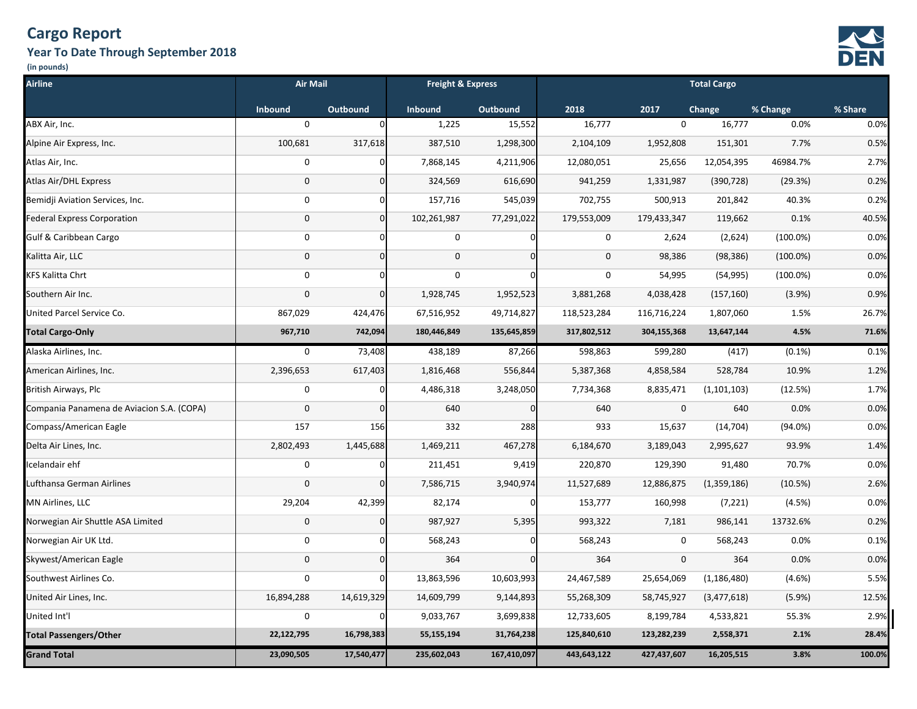# Cargo Report

## Year To Date Through September 2018

**(in pounds)**

| Airline | Air Mail | | Freight & Express | | Total Cargo | | | | |
|---|---|---|---|---|---|---|---|---|---|
| | Inbound | Outbound | Inbound | Outbound | 2018 | 2017 | Change | % Change | % Share |
| ABX Air, Inc. | 0 | 0 | 1,225 | 15,552 | 16,777 | 0 | 16,777 | 0.0% | 0.0% |
| Alpine Air Express, Inc. | 100,681 | 317,618 | 387,510 | 1,298,300 | 2,104,109 | 1,952,808 | 151,301 | 7.7% | 0.5% |
| Atlas Air, Inc. | 0 | 0 | 7,868,145 | 4,211,906 | 12,080,051 | 25,656 | 12,054,395 | 46984.7% | 2.7% |
| Atlas Air/DHL Express | 0 | 0 | 324,569 | 616,690 | 941,259 | 1,331,987 | (390,728) | (29.3%) | 0.2% |
| Bemidji Aviation Services, Inc. | 0 | 0 | 157,716 | 545,039 | 702,755 | 500,913 | 201,842 | 40.3% | 0.2% |
| Federal Express Corporation | 0 | 0 | 102,261,987 | 77,291,022 | 179,553,009 | 179,433,347 | 119,662 | 0.1% | 40.5% |
| Gulf & Caribbean Cargo | 0 | 0 | 0 | 0 | 0 | 2,624 | (2,624) | (100.0%) | 0.0% |
| Kalitta Air, LLC | 0 | 0 | 0 | 0 | 0 | 98,386 | (98,386) | (100.0%) | 0.0% |
| KFS Kalitta Chrt | 0 | 0 | 0 | 0 | 0 | 54,995 | (54,995) | (100.0%) | 0.0% |
| Southern Air Inc. | 0 | 0 | 1,928,745 | 1,952,523 | 3,881,268 | 4,038,428 | (157,160) | (3.9%) | 0.9% |
| United Parcel Service Co. | 867,029 | 424,476 | 67,516,952 | 49,714,827 | 118,523,284 | 116,716,224 | 1,807,060 | 1.5% | 26.7% |
| **Total Cargo-Only** | **967,710** | **742,094** | **180,446,849** | **135,645,859** | **317,802,512** | **304,155,368** | **13,647,144** | **4.5%** | **71.6%** |
| Alaska Airlines, Inc. | 0 | 73,408 | 438,189 | 87,266 | 598,863 | 599,280 | (417) | (0.1%) | 0.1% |
| American Airlines, Inc. | 2,396,653 | 617,403 | 1,816,468 | 556,844 | 5,387,368 | 4,858,584 | 528,784 | 10.9% | 1.2% |
| British Airways, Plc | 0 | 0 | 4,486,318 | 3,248,050 | 7,734,368 | 8,835,471 | (1,101,103) | (12.5%) | 1.7% |
| Compania Panamena de Aviacion S.A. (COPA) | 0 | 0 | 640 | 0 | 640 | 0 | 640 | 0.0% | 0.0% |
| Compass/American Eagle | 157 | 156 | 332 | 288 | 933 | 15,637 | (14,704) | (94.0%) | 0.0% |
| Delta Air Lines, Inc. | 2,802,493 | 1,445,688 | 1,469,211 | 467,278 | 6,184,670 | 3,189,043 | 2,995,627 | 93.9% | 1.4% |
| Icelandair ehf | 0 | 0 | 211,451 | 9,419 | 220,870 | 129,390 | 91,480 | 70.7% | 0.0% |
| Lufthansa German Airlines | 0 | 0 | 7,586,715 | 3,940,974 | 11,527,689 | 12,886,875 | (1,359,186) | (10.5%) | 2.6% |
| MN Airlines, LLC | 29,204 | 42,399 | 82,174 | 0 | 153,777 | 160,998 | (7,221) | (4.5%) | 0.0% |
| Norwegian Air Shuttle ASA Limited | 0 | 0 | 987,927 | 5,395 | 993,322 | 7,181 | 986,141 | 13732.6% | 0.2% |
| Norwegian Air UK Ltd. | 0 | 0 | 568,243 | 0 | 568,243 | 0 | 568,243 | 0.0% | 0.1% |
| Skywest/American Eagle | 0 | 0 | 364 | 0 | 364 | 0 | 364 | 0.0% | 0.0% |
| Southwest Airlines Co. | 0 | 0 | 13,863,596 | 10,603,993 | 24,467,589 | 25,654,069 | (1,186,480) | (4.6%) | 5.5% |
| United Air Lines, Inc. | 16,894,288 | 14,619,329 | 14,609,799 | 9,144,893 | 55,268,309 | 58,745,927 | (3,477,618) | (5.9%) | 12.5% |
| United Int'l | 0 | 0 | 9,033,767 | 3,699,838 | 12,733,605 | 8,199,784 | 4,533,821 | 55.3% | 2.9% |
| **Total Passengers/Other** | **22,122,795** | **16,798,383** | **55,155,194** | **31,764,238** | **125,840,610** | **123,282,239** | **2,558,371** | **2.1%** | **28.4%** |
| **Grand Total** | **23,090,505** | **17,540,477** | **235,602,043** | **167,410,097** | **443,643,122** | **427,437,607** | **16,205,515** | **3.8%** | **100.0%** |